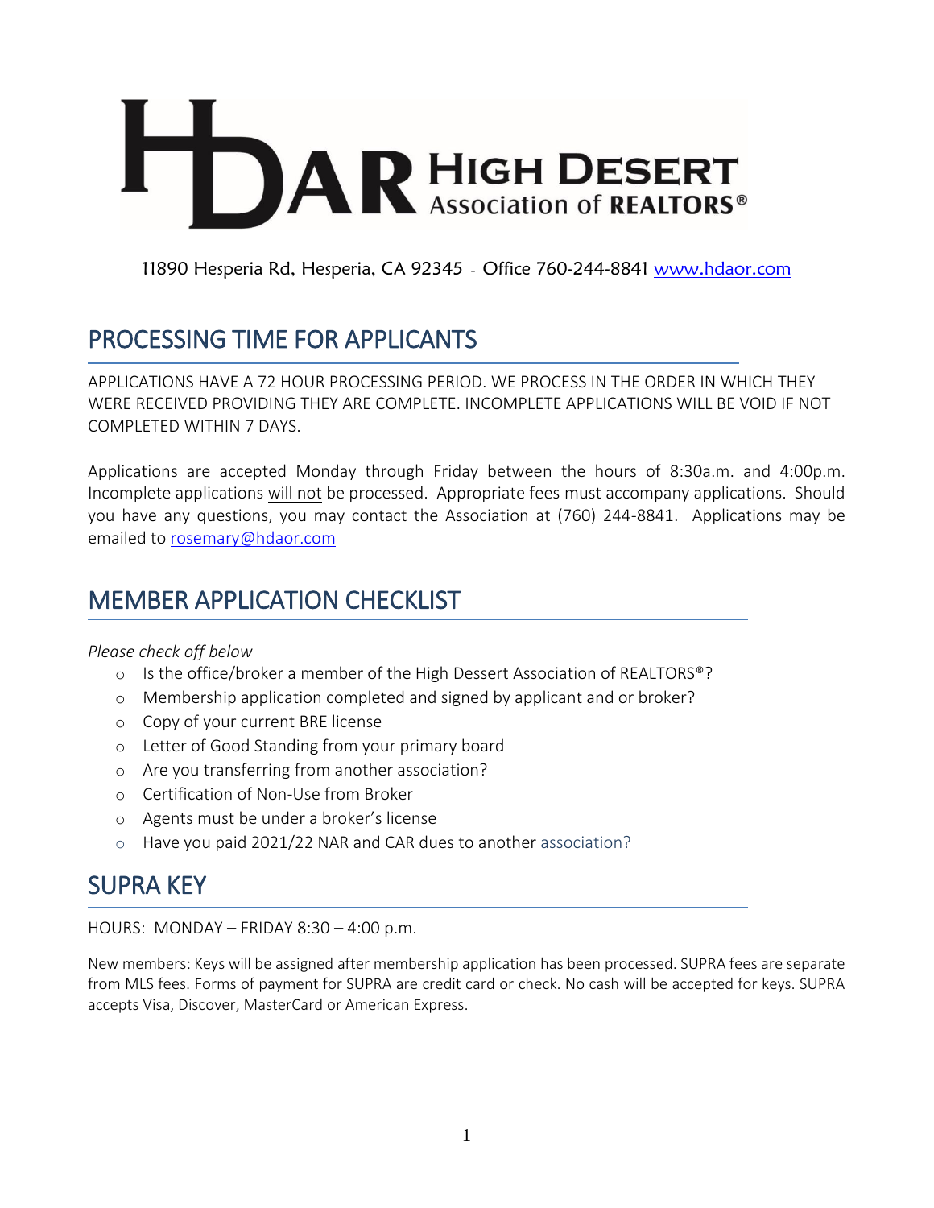# HDAR HIGH DESERT Association of REALTORS®

11890 Hesperia Rd, Hesperia, CA 92345 - Office 760-244-8841 www.hdaor.com

## PROCESSING TIME FOR APPLICANTS

APPLICATIONS HAVE A 72 HOUR PROCESSING PERIOD. WE PROCESS IN THE ORDER IN WHICH THEY WERE RECEIVED PROVIDING THEY ARE COMPLETE. INCOMPLETE APPLICATIONS WILL BE VOID IF NOT COMPLETED WITHIN 7 DAYS.

Applications are accepted Monday through Friday between the hours of 8:30a.m. and 4:00p.m. Incomplete applications will not be processed. Appropriate fees must accompany applications. Should you have any questions, you may contact the Association at (760) 244-8841. Applications may be emailed to rosemary@hdaor.com

## MEMBER APPLICATION CHECKLIST

*Please check off below*

- Is the office/broker a member of the High Dessert Association of REALTORS®?
- Membership application completed and signed by applicant and or broker?
- Copy of your current BRE license
- Letter of Good Standing from your primary board
- Are you transferring from another association?
- Certification of Non-Use from Broker
- Agents must be under a broker's license
- Have you paid 2021/22 NAR and CAR dues to another association?

## SUPRA KEY

HOURS: MONDAY – FRIDAY 8:30 – 4:00 p.m.

New members: Keys will be assigned after membership application has been processed. SUPRA fees are separate from MLS fees. Forms of payment for SUPRA are credit card or check. No cash will be accepted for keys. SUPRA accepts Visa, Discover, MasterCard or American Express.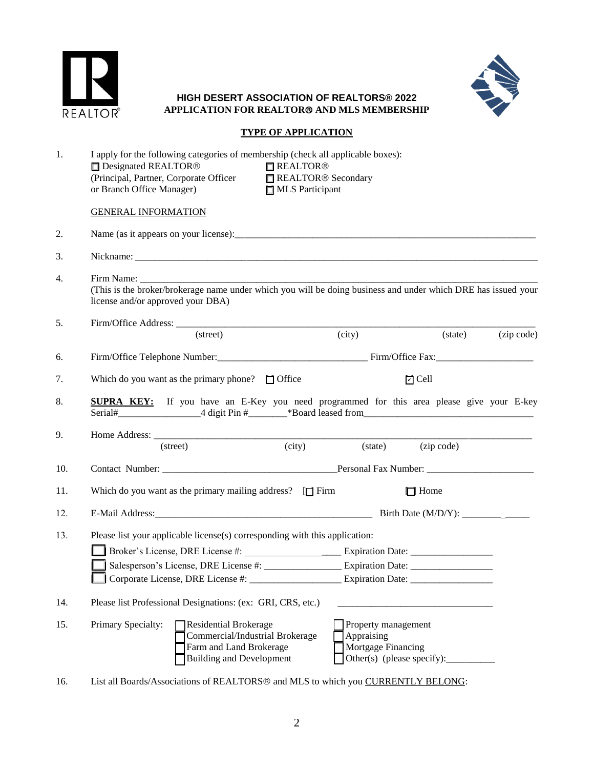**HIGH DESERT ASSOCIATION OF REALTORS® 2022**
**APPLICATION FOR REALTOR® AND MLS MEMBERSHIP**

## TYPE OF APPLICATION

1. I apply for the following categories of membership (check all applicable boxes):
   - ☐ Designated REALTOR® (Principal, Partner, Corporate Officer or Branch Office Manager)
   - ☐ REALTOR®
   - ☐ REALTOR® Secondary
   - ☐ MLS Participant

GENERAL INFORMATION

2. Name (as it appears on your license):\_\_\_\_\_\_\_\_\_\_\_\_\_\_\_\_\_\_\_\_\_\_\_\_\_\_\_\_\_\_\_\_\_\_\_\_\_\_\_\_

3. Nickname: \_\_\_\_\_\_\_\_\_\_\_\_\_\_\_\_\_\_\_\_\_\_\_\_\_\_\_\_\_\_\_\_\_\_\_\_\_\_\_\_\_\_\_\_\_\_\_\_\_\_

4. Firm Name: \_\_\_\_\_\_\_\_\_\_\_\_\_\_\_\_\_\_\_\_\_\_\_\_\_\_\_\_\_\_\_\_\_\_\_\_\_\_\_\_\_\_\_\_\_\_\_\_\_\_
   (This is the broker/brokerage name under which you will be doing business and under which DRE has issued your license and/or approved your DBA)

5. Firm/Office Address: \_\_\_\_\_\_\_\_\_\_\_\_\_\_\_\_\_\_\_\_\_\_\_\_\_\_\_\_\_\_\_\_\_\_\_\_\_\_\_\_\_\_\_\_\_\_\_\_
   (street) (city) (state) (zip code)

6. Firm/Office Telephone Number:\_\_\_\_\_\_\_\_\_\_\_\_\_\_\_\_\_\_\_\_\_\_\_\_\_\_ Firm/Office Fax:\_\_\_\_\_\_\_\_\_\_\_\_\_\_\_\_\_\_

7. Which do you want as the primary phone? ☐ Office ☑ Cell

8. **SUPRA KEY:** If you have an E-Key you need programmed for this area please give your E-key Serial#\_\_\_\_\_\_\_\_\_\_\_\_\_\_\_\_4 digit Pin #\_\_\_\_\_\_\_\_\*Board leased from\_\_\_\_\_\_\_\_\_\_\_\_\_\_\_\_\_\_\_\_\_\_\_\_\_\_\_\_\_\_

9. Home Address: \_\_\_\_\_\_\_\_\_\_\_\_\_\_\_\_\_\_\_\_\_\_\_\_\_\_\_\_\_\_\_\_\_\_\_\_\_\_\_\_\_\_\_\_\_\_\_\_\_\_
   (street) (city) (state) (zip code)

10. Contact Number: \_\_\_\_\_\_\_\_\_\_\_\_\_\_\_\_\_\_\_\_\_\_\_\_\_\_\_\_\_\_\_\_Personal Fax Number: \_\_\_\_\_\_\_\_\_\_\_\_\_\_\_\_\_\_\_\_

11. Which do you want as the primary mailing address? ☐ Firm ☐ Home

12. E-Mail Address:\_\_\_\_\_\_\_\_\_\_\_\_\_\_\_\_\_\_\_\_\_\_\_\_\_\_\_\_\_\_\_\_\_\_\_\_\_\_\_\_\_\_ Birth Date (M/D/Y): \_\_\_\_\_\_\_\_\_\_\_\_\_\_\_

13. Please list your applicable license(s) corresponding with this application:
    - ☐ Broker's License, DRE License #: \_\_\_\_\_\_\_\_\_\_\_\_\_\_\_\_\_\_\_\_\_ Expiration Date: \_\_\_\_\_\_\_\_\_\_\_\_\_\_\_\_
    - ☐ Salesperson's License, DRE License #: \_\_\_\_\_\_\_\_\_\_\_\_\_\_\_\_ Expiration Date: \_\_\_\_\_\_\_\_\_\_\_\_\_\_\_\_
    - ☐ Corporate License, DRE License #: \_\_\_\_\_\_\_\_\_\_\_\_\_\_\_\_\_\_\_ Expiration Date: \_\_\_\_\_\_\_\_\_\_\_\_\_\_\_\_

14. Please list Professional Designations: (ex: GRI, CRS, etc.) \_\_\_\_\_\_\_\_\_\_\_\_\_\_\_\_\_\_\_\_\_\_\_\_\_\_\_\_\_\_

15. Primary Specialty:
    - ☐ Residential Brokerage
    - ☐ Commercial/Industrial Brokerage
    - ☐ Farm and Land Brokerage
    - ☐ Building and Development
    - ☐ Property management
    - ☐ Appraising
    - ☐ Mortgage Financing
    - ☐ Other(s) (please specify):\_\_\_\_\_\_\_\_\_\_

16. List all Boards/Associations of REALTORS® and MLS to which you CURRENTLY BELONG: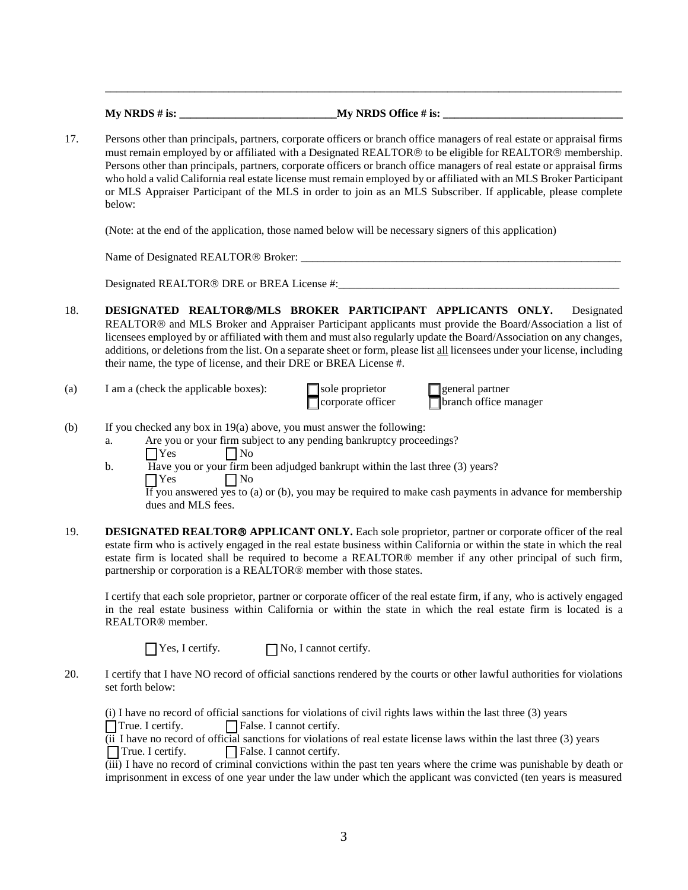_______________________________________________________________________________________________

**My NRDS # is: _____________________________My NRDS Office # is: _________________________________**

17. Persons other than principals, partners, corporate officers or branch office managers of real estate or appraisal firms must remain employed by or affiliated with a Designated REALTOR® to be eligible for REALTOR® membership. Persons other than principals, partners, corporate officers or branch office managers of real estate or appraisal firms who hold a valid California real estate license must remain employed by or affiliated with an MLS Broker Participant or MLS Appraiser Participant of the MLS in order to join as an MLS Subscriber. If applicable, please complete below:

   (Note: at the end of the application, those named below will be necessary signers of this application)

   Name of Designated REALTOR® Broker: ______________________________________________________________

   Designated REALTOR® DRE or BREA License #:_____________________________________________________

18. **DESIGNATED REALTOR®/MLS BROKER PARTICIPANT APPLICANTS ONLY.** Designated REALTOR® and MLS Broker and Appraiser Participant applicants must provide the Board/Association a list of licensees employed by or affiliated with them and must also regularly update the Board/Association on any changes, additions, or deletions from the list. On a separate sheet or form, please list all licensees under your license, including their name, the type of license, and their DRE or BREA License #.

(a) I am a (check the applicable boxes): ☐ sole proprietor ☐ general partner ☐ corporate officer ☐ branch office manager

(b) If you checked any box in 19(a) above, you must answer the following:
   a. Are you or your firm subject to any pending bankruptcy proceedings?
      ☐ Yes ☐ No
   b. Have you or your firm been adjudged bankrupt within the last three (3) years?
      ☐ Yes ☐ No
      If you answered yes to (a) or (b), you may be required to make cash payments in advance for membership dues and MLS fees.

19. **DESIGNATED REALTOR® APPLICANT ONLY.** Each sole proprietor, partner or corporate officer of the real estate firm who is actively engaged in the real estate business within California or within the state in which the real estate firm is located shall be required to become a REALTOR® member if any other principal of such firm, partnership or corporation is a REALTOR® member with those states.

   I certify that each sole proprietor, partner or corporate officer of the real estate firm, if any, who is actively engaged in the real estate business within California or within the state in which the real estate firm is located is a REALTOR® member.

   ☐ Yes, I certify. ☐ No, I cannot certify.

20. I certify that I have NO record of official sanctions rendered by the courts or other lawful authorities for violations set forth below:

   (i) I have no record of official sanctions for violations of civil rights laws within the last three (3) years
   ☐ True. I certify. ☐ False. I cannot certify.
   (ii I have no record of official sanctions for violations of real estate license laws within the last three (3) years
   ☐ True. I certify. ☐ False. I cannot certify.
   (iii) I have no record of criminal convictions within the past ten years where the crime was punishable by death or imprisonment in excess of one year under the law under which the applicant was convicted (ten years is measured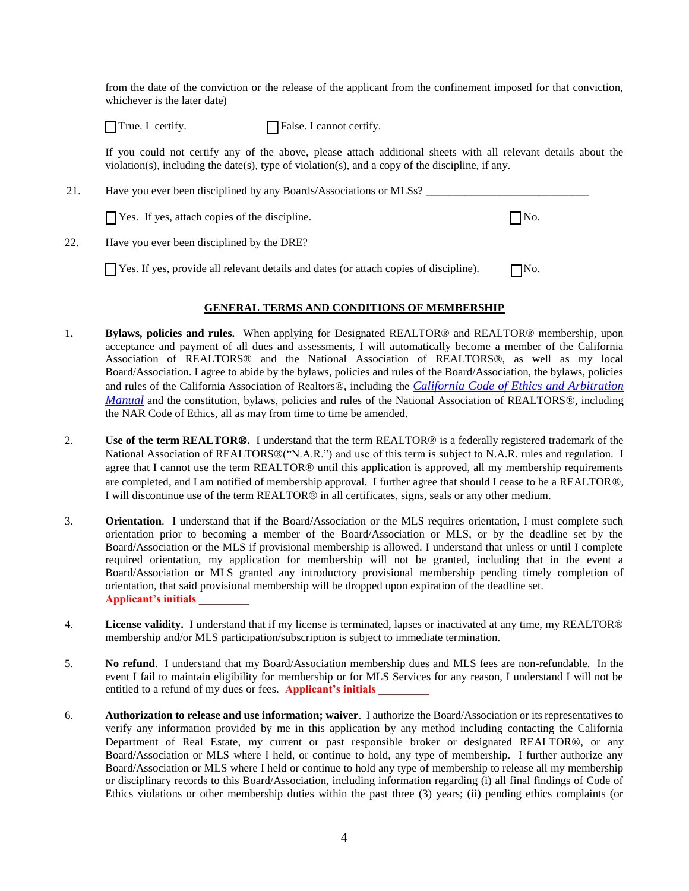from the date of the conviction or the release of the applicant from the confinement imposed for that conviction, whichever is the later date)

☐ True. I certify. ☐ False. I cannot certify.

If you could not certify any of the above, please attach additional sheets with all relevant details about the violation(s), including the date(s), type of violation(s), and a copy of the discipline, if any.

21. Have you ever been disciplined by any Boards/Associations or MLSs? ______________________________

☐ Yes. If yes, attach copies of the discipline. ☐ No.

22. Have you ever been disciplined by the DRE?

☐ Yes. If yes, provide all relevant details and dates (or attach copies of discipline). ☐ No.

## GENERAL TERMS AND CONDITIONS OF MEMBERSHIP

1. **Bylaws, policies and rules.** When applying for Designated REALTOR® and REALTOR® membership, upon acceptance and payment of all dues and assessments, I will automatically become a member of the California Association of REALTORS® and the National Association of REALTORS®, as well as my local Board/Association. I agree to abide by the bylaws, policies and rules of the Board/Association, the bylaws, policies and rules of the California Association of Realtors®, including the *California Code of Ethics and Arbitration Manual* and the constitution, bylaws, policies and rules of the National Association of REALTORS®, including the NAR Code of Ethics, all as may from time to time be amended.

2. **Use of the term REALTOR®.** I understand that the term REALTOR® is a federally registered trademark of the National Association of REALTORS®("N.A.R.") and use of this term is subject to N.A.R. rules and regulation. I agree that I cannot use the term REALTOR® until this application is approved, all my membership requirements are completed, and I am notified of membership approval. I further agree that should I cease to be a REALTOR®, I will discontinue use of the term REALTOR® in all certificates, signs, seals or any other medium.

3. **Orientation**. I understand that if the Board/Association or the MLS requires orientation, I must complete such orientation prior to becoming a member of the Board/Association or MLS, or by the deadline set by the Board/Association or the MLS if provisional membership is allowed. I understand that unless or until I complete required orientation, my application for membership will not be granted, including that in the event a Board/Association or MLS granted any introductory provisional membership pending timely completion of orientation, that said provisional membership will be dropped upon expiration of the deadline set. **Applicant's initials** _________

4. **License validity.** I understand that if my license is terminated, lapses or inactivated at any time, my REALTOR® membership and/or MLS participation/subscription is subject to immediate termination.

5. **No refund**. I understand that my Board/Association membership dues and MLS fees are non-refundable. In the event I fail to maintain eligibility for membership or for MLS Services for any reason, I understand I will not be entitled to a refund of my dues or fees. **Applicant's initials** _________

6. **Authorization to release and use information; waiver**. I authorize the Board/Association or its representatives to verify any information provided by me in this application by any method including contacting the California Department of Real Estate, my current or past responsible broker or designated REALTOR®, or any Board/Association or MLS where I held, or continue to hold, any type of membership. I further authorize any Board/Association or MLS where I held or continue to hold any type of membership to release all my membership or disciplinary records to this Board/Association, including information regarding (i) all final findings of Code of Ethics violations or other membership duties within the past three (3) years; (ii) pending ethics complaints (or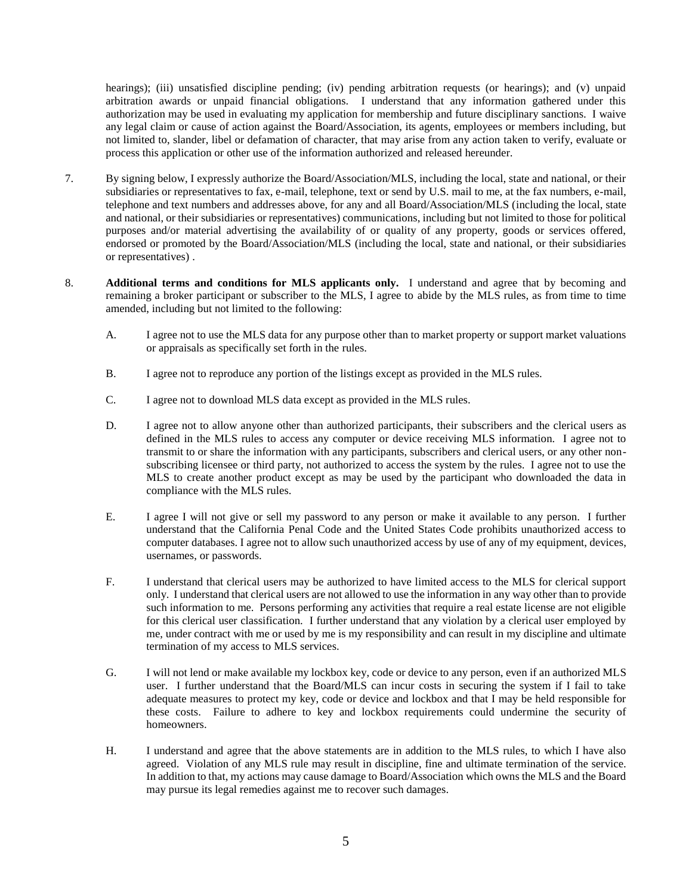hearings); (iii) unsatisfied discipline pending; (iv) pending arbitration requests (or hearings); and (v) unpaid arbitration awards or unpaid financial obligations. I understand that any information gathered under this authorization may be used in evaluating my application for membership and future disciplinary sanctions. I waive any legal claim or cause of action against the Board/Association, its agents, employees or members including, but not limited to, slander, libel or defamation of character, that may arise from any action taken to verify, evaluate or process this application or other use of the information authorized and released hereunder.

7. By signing below, I expressly authorize the Board/Association/MLS, including the local, state and national, or their subsidiaries or representatives to fax, e-mail, telephone, text or send by U.S. mail to me, at the fax numbers, e-mail, telephone and text numbers and addresses above, for any and all Board/Association/MLS (including the local, state and national, or their subsidiaries or representatives) communications, including but not limited to those for political purposes and/or material advertising the availability of or quality of any property, goods or services offered, endorsed or promoted by the Board/Association/MLS (including the local, state and national, or their subsidiaries or representatives) .

8. **Additional terms and conditions for MLS applicants only.** I understand and agree that by becoming and remaining a broker participant or subscriber to the MLS, I agree to abide by the MLS rules, as from time to time amended, including but not limited to the following:

   A. I agree not to use the MLS data for any purpose other than to market property or support market valuations or appraisals as specifically set forth in the rules.

   B. I agree not to reproduce any portion of the listings except as provided in the MLS rules.

   C. I agree not to download MLS data except as provided in the MLS rules.

   D. I agree not to allow anyone other than authorized participants, their subscribers and the clerical users as defined in the MLS rules to access any computer or device receiving MLS information. I agree not to transmit to or share the information with any participants, subscribers and clerical users, or any other non-subscribing licensee or third party, not authorized to access the system by the rules. I agree not to use the MLS to create another product except as may be used by the participant who downloaded the data in compliance with the MLS rules.

   E. I agree I will not give or sell my password to any person or make it available to any person. I further understand that the California Penal Code and the United States Code prohibits unauthorized access to computer databases. I agree not to allow such unauthorized access by use of any of my equipment, devices, usernames, or passwords.

   F. I understand that clerical users may be authorized to have limited access to the MLS for clerical support only. I understand that clerical users are not allowed to use the information in any way other than to provide such information to me. Persons performing any activities that require a real estate license are not eligible for this clerical user classification. I further understand that any violation by a clerical user employed by me, under contract with me or used by me is my responsibility and can result in my discipline and ultimate termination of my access to MLS services.

   G. I will not lend or make available my lockbox key, code or device to any person, even if an authorized MLS user. I further understand that the Board/MLS can incur costs in securing the system if I fail to take adequate measures to protect my key, code or device and lockbox and that I may be held responsible for these costs. Failure to adhere to key and lockbox requirements could undermine the security of homeowners.

   H. I understand and agree that the above statements are in addition to the MLS rules, to which I have also agreed. Violation of any MLS rule may result in discipline, fine and ultimate termination of the service. In addition to that, my actions may cause damage to Board/Association which owns the MLS and the Board may pursue its legal remedies against me to recover such damages.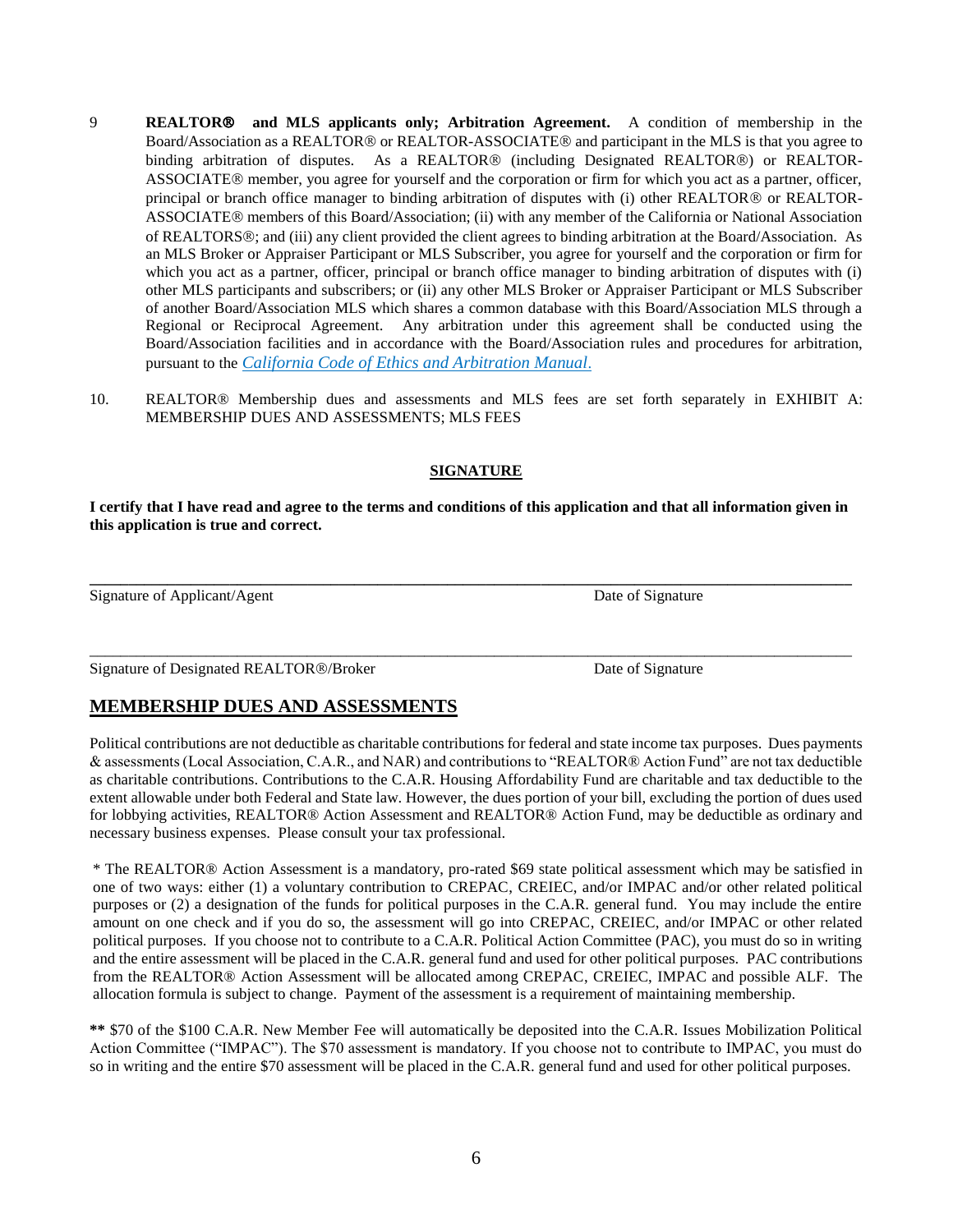9. **REALTOR® and MLS applicants only; Arbitration Agreement.** A condition of membership in the Board/Association as a REALTOR® or REALTOR-ASSOCIATE® and participant in the MLS is that you agree to binding arbitration of disputes. As a REALTOR® (including Designated REALTOR®) or REALTOR-ASSOCIATE® member, you agree for yourself and the corporation or firm for which you act as a partner, officer, principal or branch office manager to binding arbitration of disputes with (i) other REALTOR® or REALTOR-ASSOCIATE® members of this Board/Association; (ii) with any member of the California or National Association of REALTORS®; and (iii) any client provided the client agrees to binding arbitration at the Board/Association. As an MLS Broker or Appraiser Participant or MLS Subscriber, you agree for yourself and the corporation or firm for which you act as a partner, officer, principal or branch office manager to binding arbitration of disputes with (i) other MLS participants and subscribers; or (ii) any other MLS Broker or Appraiser Participant or MLS Subscriber of another Board/Association MLS which shares a common database with this Board/Association MLS through a Regional or Reciprocal Agreement. Any arbitration under this agreement shall be conducted using the Board/Association facilities and in accordance with the Board/Association rules and procedures for arbitration, pursuant to the *California Code of Ethics and Arbitration Manual*.

10. REALTOR® Membership dues and assessments and MLS fees are set forth separately in EXHIBIT A: MEMBERSHIP DUES AND ASSESSMENTS; MLS FEES

## SIGNATURE

**I certify that I have read and agree to the terms and conditions of this application and that all information given in this application is true and correct.**

_______________________________________________

Signature of Applicant/Agent  Date of Signature

_______________________________________________

Signature of Designated REALTOR®/Broker  Date of Signature

## MEMBERSHIP DUES AND ASSESSMENTS

Political contributions are not deductible as charitable contributions for federal and state income tax purposes. Dues payments & assessments (Local Association, C.A.R., and NAR) and contributions to "REALTOR® Action Fund" are not tax deductible as charitable contributions. Contributions to the C.A.R. Housing Affordability Fund are charitable and tax deductible to the extent allowable under both Federal and State law. However, the dues portion of your bill, excluding the portion of dues used for lobbying activities, REALTOR® Action Assessment and REALTOR® Action Fund, may be deductible as ordinary and necessary business expenses. Please consult your tax professional.

* The REALTOR® Action Assessment is a mandatory, pro-rated $69 state political assessment which may be satisfied in one of two ways: either (1) a voluntary contribution to CREPAC, CREIEC, and/or IMPAC and/or other related political purposes or (2) a designation of the funds for political purposes in the C.A.R. general fund. You may include the entire amount on one check and if you do so, the assessment will go into CREPAC, CREIEC, and/or IMPAC or other related political purposes. If you choose not to contribute to a C.A.R. Political Action Committee (PAC), you must do so in writing and the entire assessment will be placed in the C.A.R. general fund and used for other political purposes. PAC contributions from the REALTOR® Action Assessment will be allocated among CREPAC, CREIEC, IMPAC and possible ALF. The allocation formula is subject to change. Payment of the assessment is a requirement of maintaining membership.

**\*\*** $70 of the $100 C.A.R. New Member Fee will automatically be deposited into the C.A.R. Issues Mobilization Political Action Committee ("IMPAC"). The $70 assessment is mandatory. If you choose not to contribute to IMPAC, you must do so in writing and the entire $70 assessment will be placed in the C.A.R. general fund and used for other political purposes.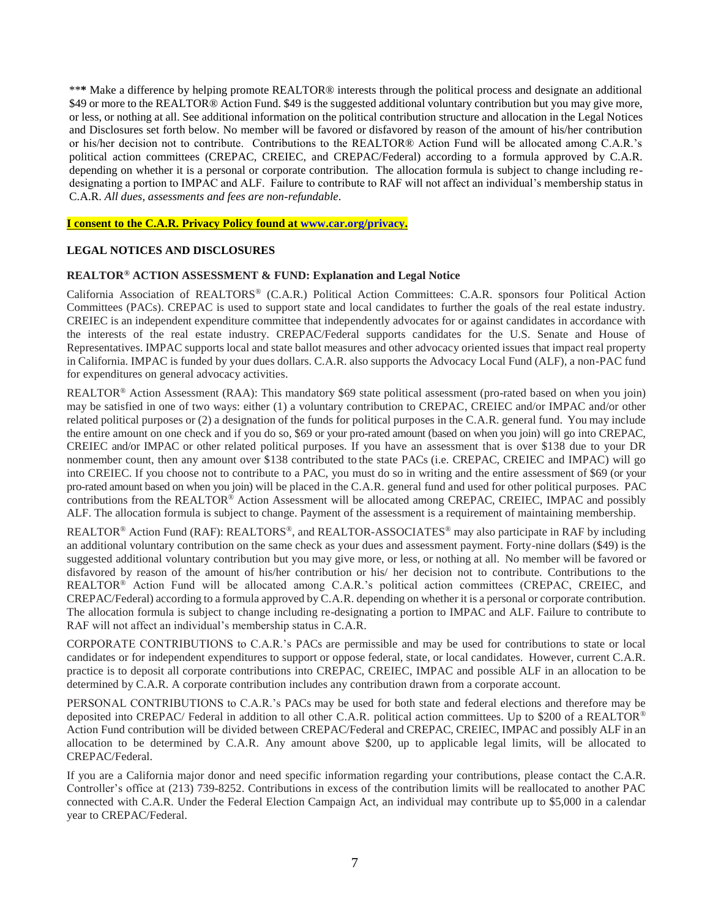***** Make a difference by helping promote REALTOR® interests through the political process and designate an additional $49 or more to the REALTOR® Action Fund. $49 is the suggested additional voluntary contribution but you may give more, or less, or nothing at all. See additional information on the political contribution structure and allocation in the Legal Notices and Disclosures set forth below. No member will be favored or disfavored by reason of the amount of his/her contribution or his/her decision not to contribute. Contributions to the REALTOR® Action Fund will be allocated among C.A.R.'s political action committees (CREPAC, CREIEC, and CREPAC/Federal) according to a formula approved by C.A.R. depending on whether it is a personal or corporate contribution. The allocation formula is subject to change including re-designating a portion to IMPAC and ALF. Failure to contribute to RAF will not affect an individual's membership status in C.A.R. *All dues, assessments and fees are non-refundable*.

**I consent to the C.A.R. Privacy Policy found at www.car.org/privacy.**

**LEGAL NOTICES AND DISCLOSURES**

**REALTOR® ACTION ASSESSMENT & FUND: Explanation and Legal Notice**

California Association of REALTORS® (C.A.R.) Political Action Committees: C.A.R. sponsors four Political Action Committees (PACs). CREPAC is used to support state and local candidates to further the goals of the real estate industry. CREIEC is an independent expenditure committee that independently advocates for or against candidates in accordance with the interests of the real estate industry. CREPAC/Federal supports candidates for the U.S. Senate and House of Representatives. IMPAC supports local and state ballot measures and other advocacy oriented issues that impact real property in California. IMPAC is funded by your dues dollars. C.A.R. also supports the Advocacy Local Fund (ALF), a non-PAC fund for expenditures on general advocacy activities.

REALTOR® Action Assessment (RAA): This mandatory $69 state political assessment (pro-rated based on when you join) may be satisfied in one of two ways: either (1) a voluntary contribution to CREPAC, CREIEC and/or IMPAC and/or other related political purposes or (2) a designation of the funds for political purposes in the C.A.R. general fund. You may include the entire amount on one check and if you do so, $69 or your pro-rated amount (based on when you join) will go into CREPAC, CREIEC and/or IMPAC or other related political purposes. If you have an assessment that is over $138 due to your DR nonmember count, then any amount over $138 contributed to the state PACs (i.e. CREPAC, CREIEC and IMPAC) will go into CREIEC. If you choose not to contribute to a PAC, you must do so in writing and the entire assessment of $69 (or your pro-rated amount based on when you join) will be placed in the C.A.R. general fund and used for other political purposes. PAC contributions from the REALTOR® Action Assessment will be allocated among CREPAC, CREIEC, IMPAC and possibly ALF. The allocation formula is subject to change. Payment of the assessment is a requirement of maintaining membership.

REALTOR® Action Fund (RAF): REALTORS®, and REALTOR-ASSOCIATES® may also participate in RAF by including an additional voluntary contribution on the same check as your dues and assessment payment. Forty-nine dollars ($49) is the suggested additional voluntary contribution but you may give more, or less, or nothing at all. No member will be favored or disfavored by reason of the amount of his/her contribution or his/ her decision not to contribute. Contributions to the REALTOR® Action Fund will be allocated among C.A.R.'s political action committees (CREPAC, CREIEC, and CREPAC/Federal) according to a formula approved by C.A.R. depending on whether it is a personal or corporate contribution. The allocation formula is subject to change including re-designating a portion to IMPAC and ALF. Failure to contribute to RAF will not affect an individual's membership status in C.A.R.

CORPORATE CONTRIBUTIONS to C.A.R.'s PACs are permissible and may be used for contributions to state or local candidates or for independent expenditures to support or oppose federal, state, or local candidates. However, current C.A.R. practice is to deposit all corporate contributions into CREPAC, CREIEC, IMPAC and possible ALF in an allocation to be determined by C.A.R. A corporate contribution includes any contribution drawn from a corporate account.

PERSONAL CONTRIBUTIONS to C.A.R.'s PACs may be used for both state and federal elections and therefore may be deposited into CREPAC/ Federal in addition to all other C.A.R. political action committees. Up to $200 of a REALTOR® Action Fund contribution will be divided between CREPAC/Federal and CREPAC, CREIEC, IMPAC and possibly ALF in an allocation to be determined by C.A.R. Any amount above $200, up to applicable legal limits, will be allocated to CREPAC/Federal.

If you are a California major donor and need specific information regarding your contributions, please contact the C.A.R. Controller's office at (213) 739-8252. Contributions in excess of the contribution limits will be reallocated to another PAC connected with C.A.R. Under the Federal Election Campaign Act, an individual may contribute up to $5,000 in a calendar year to CREPAC/Federal.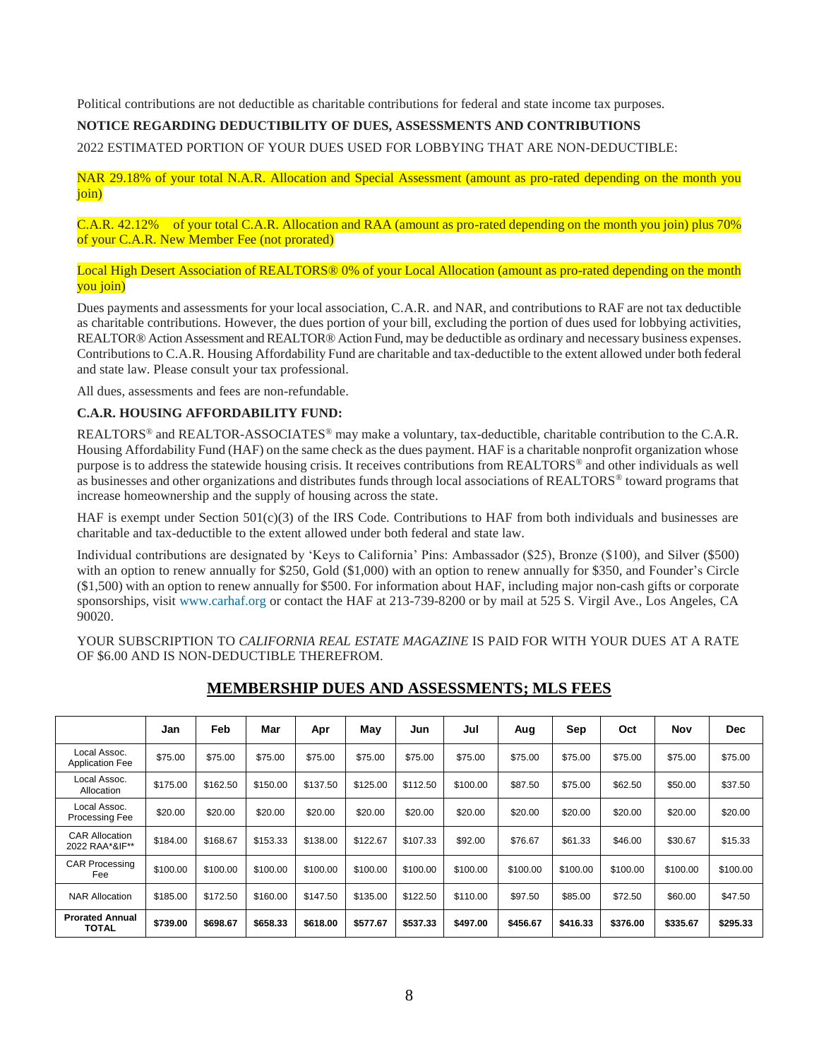Political contributions are not deductible as charitable contributions for federal and state income tax purposes.

**NOTICE REGARDING DEDUCTIBILITY OF DUES, ASSESSMENTS AND CONTRIBUTIONS**

2022 ESTIMATED PORTION OF YOUR DUES USED FOR LOBBYING THAT ARE NON-DEDUCTIBLE:

NAR 29.18% of your total N.A.R. Allocation and Special Assessment (amount as pro-rated depending on the month you join)

C.A.R. 42.12% of your total C.A.R. Allocation and RAA (amount as pro-rated depending on the month you join) plus 70% of your C.A.R. New Member Fee (not prorated)

Local High Desert Association of REALTORS® 0% of your Local Allocation (amount as pro-rated depending on the month you join)

Dues payments and assessments for your local association, C.A.R. and NAR, and contributions to RAF are not tax deductible as charitable contributions. However, the dues portion of your bill, excluding the portion of dues used for lobbying activities, REALTOR® Action Assessment and REALTOR® Action Fund, may be deductible as ordinary and necessary business expenses. Contributions to C.A.R. Housing Affordability Fund are charitable and tax-deductible to the extent allowed under both federal and state law. Please consult your tax professional.

All dues, assessments and fees are non-refundable.

**C.A.R. HOUSING AFFORDABILITY FUND:**

REALTORS® and REALTOR-ASSOCIATES® may make a voluntary, tax-deductible, charitable contribution to the C.A.R. Housing Affordability Fund (HAF) on the same check as the dues payment. HAF is a charitable nonprofit organization whose purpose is to address the statewide housing crisis. It receives contributions from REALTORS® and other individuals as well as businesses and other organizations and distributes funds through local associations of REALTORS® toward programs that increase homeownership and the supply of housing across the state.

HAF is exempt under Section 501(c)(3) of the IRS Code. Contributions to HAF from both individuals and businesses are charitable and tax-deductible to the extent allowed under both federal and state law.

Individual contributions are designated by 'Keys to California' Pins: Ambassador ($25), Bronze ($100), and Silver ($500) with an option to renew annually for $250, Gold ($1,000) with an option to renew annually for $350, and Founder's Circle ($1,500) with an option to renew annually for $500. For information about HAF, including major non-cash gifts or corporate sponsorships, visit www.carhaf.org or contact the HAF at 213-739-8200 or by mail at 525 S. Virgil Ave., Los Angeles, CA 90020.

YOUR SUBSCRIPTION TO *CALIFORNIA REAL ESTATE MAGAZINE* IS PAID FOR WITH YOUR DUES AT A RATE OF $6.00 AND IS NON-DEDUCTIBLE THEREFROM.

## MEMBERSHIP DUES AND ASSESSMENTS; MLS FEES

| | Jan | Feb | Mar | Apr | May | Jun | Jul | Aug | Sep | Oct | Nov | Dec |
|---|---|---|---|---|---|---|---|---|---|---|---|---|
| Local Assoc. Application Fee | $75.00 | $75.00 | $75.00 | $75.00 | $75.00 | $75.00 | $75.00 | $75.00 | $75.00 | $75.00 | $75.00 | $75.00 |
| Local Assoc. Allocation | $175.00 | $162.50 | $150.00 | $137.50 | $125.00 | $112.50 | $100.00 | $87.50 | $75.00 | $62.50 | $50.00 | $37.50 |
| Local Assoc. Processing Fee | $20.00 | $20.00 | $20.00 | $20.00 | $20.00 | $20.00 | $20.00 | $20.00 | $20.00 | $20.00 | $20.00 | $20.00 |
| CAR Allocation 2022 RAA*&IF** | $184.00 | $168.67 | $153.33 | $138.00 | $122.67 | $107.33 | $92.00 | $76.67 | $61.33 | $46.00 | $30.67 | $15.33 |
| CAR Processing Fee | $100.00 | $100.00 | $100.00 | $100.00 | $100.00 | $100.00 | $100.00 | $100.00 | $100.00 | $100.00 | $100.00 | $100.00 |
| NAR Allocation | $185.00 | $172.50 | $160.00 | $147.50 | $135.00 | $122.50 | $110.00 | $97.50 | $85.00 | $72.50 | $60.00 | $47.50 |
| **Prorated Annual TOTAL** | **$739.00** | **$698.67** | **$658.33** | **$618.00** | **$577.67** | **$537.33** | **$497.00** | **$456.67** | **$416.33** | **$376.00** | **$335.67** | **$295.33** |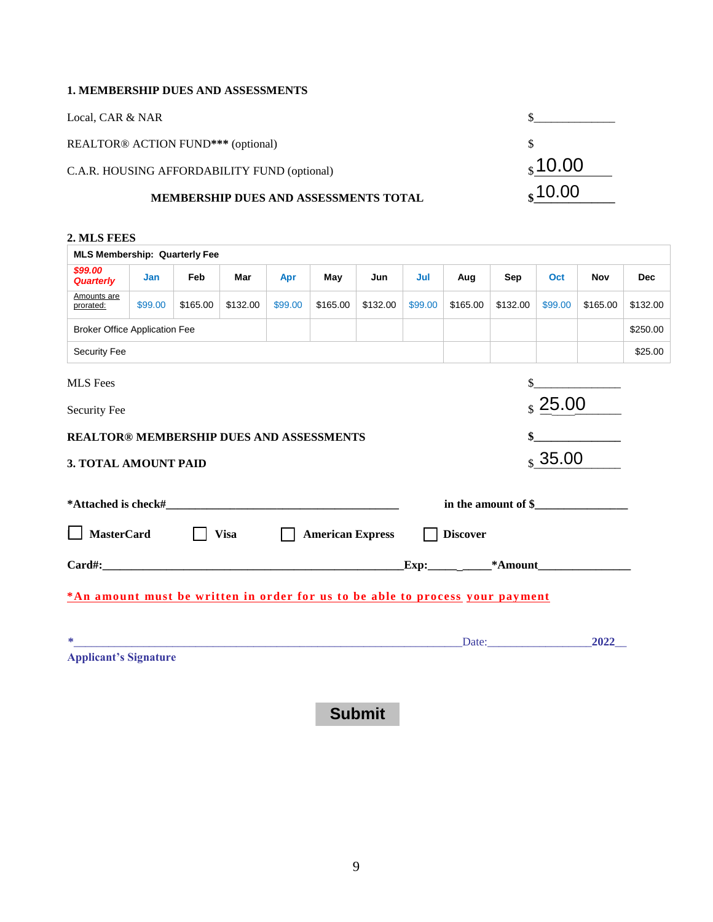**1. MEMBERSHIP DUES AND ASSESSMENTS**

Local, CAR & NAR $______________

REALTOR® ACTION FUND*** (optional) $

C.A.R. HOUSING AFFORDABILITY FUND (optional) $ 10.00

**MEMBERSHIP DUES AND ASSESSMENTS TOTAL** $ 10.00

**2. MLS FEES**

| MLS Membership: Quarterly Fee | | | | | | | | | | | | |
|---|---|---|---|---|---|---|---|---|---|---|---|---|
| *$99.00 Quarterly* | Jan | Feb | Mar | Apr | May | Jun | Jul | Aug | Sep | Oct | Nov | Dec |
| Amounts are prorated: | $99.00 | $165.00 | $132.00 | $99.00 | $165.00 | $132.00 | $99.00 | $165.00 | $132.00 | $99.00 | $165.00 | $132.00 |
| Broker Office Application Fee | | | | | | | | | | | | $250.00 |
| Security Fee | | | | | | | | | | | | $25.00 |

MLS Fees $______________

Security Fee $ 25.00

**REALTOR® MEMBERSHIP DUES AND ASSESSMENTS** $______________

**3. TOTAL AMOUNT PAID** $ 35.00

***Attached is check#**__________________________________________ **in the amount of $**________________

☐ **MasterCard** ☐ **Visa** ☐ **American Express** ☐ **Discover**

**Card#:**__________________________________________________**Exp:**_____ _____***Amount**________________

***An amount must be written in order for us to be able to process your payment**

*_________________________________________________________________Date:__________________**2022**__

**Applicant's Signature**

**Submit**